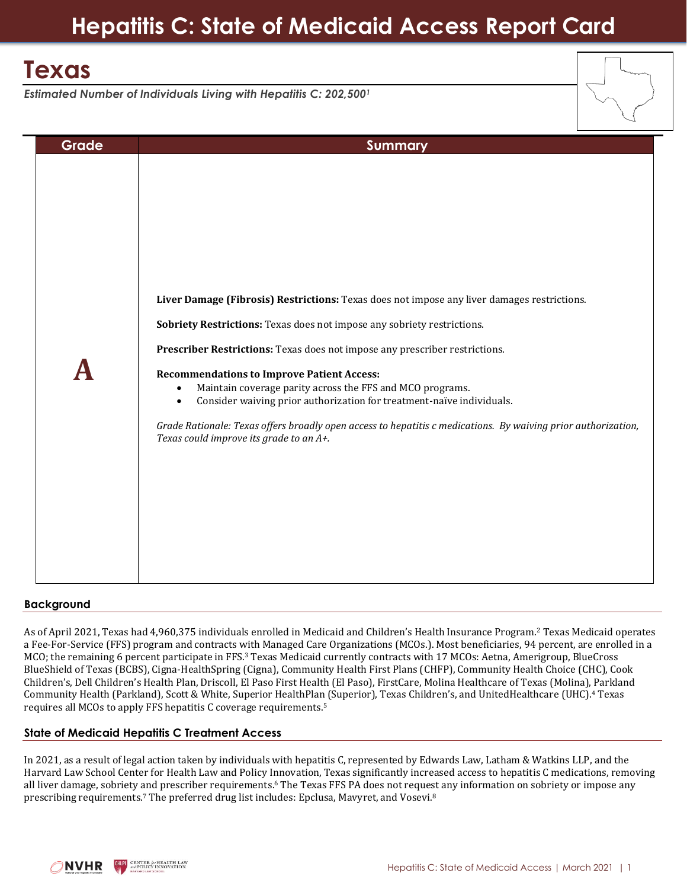# Hepatitis C: State of Medicaid Access Report Card

## Texas

*Estimated Number of Individuals Living with Hepatitis C: 202,500*[1]

| Grade | Summary |
|---|---|
| **A** | **Liver Damage (Fibrosis) Restrictions:** Texas does not impose any liver damages restrictions.<br><br>**Sobriety Restrictions:** Texas does not impose any sobriety restrictions.<br><br>**Prescriber Restrictions:** Texas does not impose any prescriber restrictions.<br><br>**Recommendations to Improve Patient Access:**<br>• Maintain coverage parity across the FFS and MCO programs.<br>• Consider waiving prior authorization for treatment-naïve individuals.<br><br>*Grade Rationale: Texas offers broadly open access to hepatitis c medications. By waiving prior authorization, Texas could improve its grade to an A+.* |

### Background

As of April 2021, Texas had 4,960,375 individuals enrolled in Medicaid and Children's Health Insurance Program.[2] Texas Medicaid operates a Fee-For-Service (FFS) program and contracts with Managed Care Organizations (MCOs.). Most beneficiaries, 94 percent, are enrolled in a MCO; the remaining 6 percent participate in FFS.[3] Texas Medicaid currently contracts with 17 MCOs: Aetna, Amerigroup, BlueCross BlueShield of Texas (BCBS), Cigna-HealthSpring (Cigna), Community Health First Plans (CHFP), Community Health Choice (CHC), Cook Children's, Dell Children's Health Plan, Driscoll, El Paso First Health (El Paso), FirstCare, Molina Healthcare of Texas (Molina), Parkland Community Health (Parkland), Scott & White, Superior HealthPlan (Superior), Texas Children's, and UnitedHealthcare (UHC).[4] Texas requires all MCOs to apply FFS hepatitis C coverage requirements.[5]

### State of Medicaid Hepatitis C Treatment Access

In 2021, as a result of legal action taken by individuals with hepatitis C, represented by Edwards Law, Latham & Watkins LLP, and the Harvard Law School Center for Health Law and Policy Innovation, Texas significantly increased access to hepatitis C medications, removing all liver damage, sobriety and prescriber requirements.[6] The Texas FFS PA does not request any information on sobriety or impose any prescribing requirements.[7] The preferred drug list includes: Epclusa, Mavyret, and Vosevi.[8]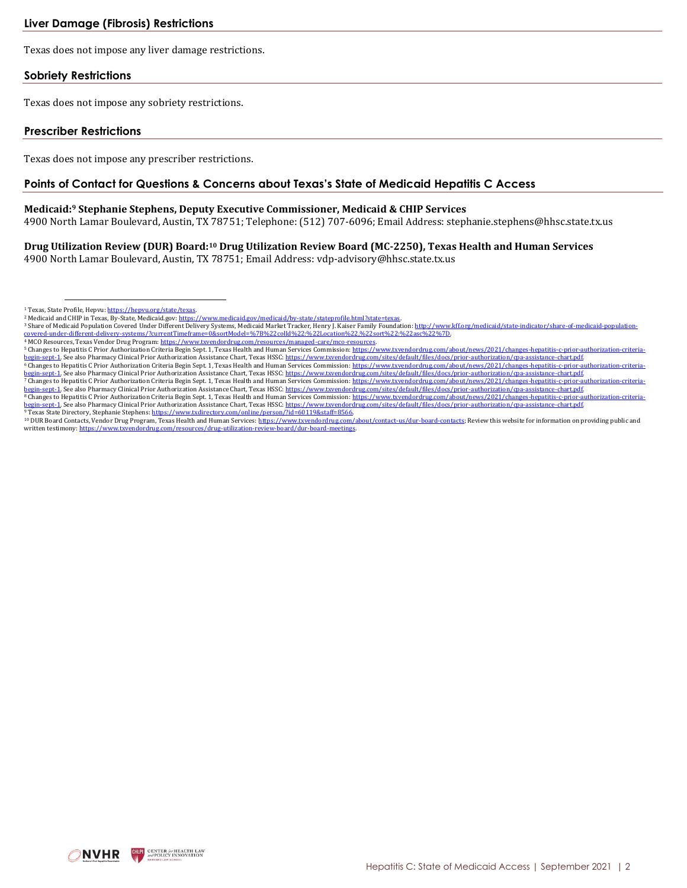## Liver Damage (Fibrosis) Restrictions

Texas does not impose any liver damage restrictions.

## Sobriety Restrictions

Texas does not impose any sobriety restrictions.

## Prescriber Restrictions

Texas does not impose any prescriber restrictions.

## Points of Contact for Questions & Concerns about Texas's State of Medicaid Hepatitis C Access

**Medicaid:[9] Stephanie Stephens, Deputy Executive Commissioner, Medicaid & CHIP Services**
4900 North Lamar Boulevard, Austin, TX 78751; Telephone: (512) 707-6096; Email Address: stephanie.stephens@hhsc.state.tx.us

**Drug Utilization Review (DUR) Board:[10] Drug Utilization Review Board (MC-2250), Texas Health and Human Services**
4900 North Lamar Boulevard, Austin, TX 78751; Email Address: vdp-advisory@hhsc.state.tx.us

---

[1] Texas, State Profile, Hepvu: https://hepvu.org/state/texas.
[2] Medicaid and CHIP in Texas, By-State, Medicaid.gov: https://www.medicaid.gov/medicaid/by-state/stateprofile.html?state=texas.
[3] Share of Medicaid Population Covered Under Different Delivery Systems, Medicaid Market Tracker, Henry J. Kaiser Family Foundation: http://www.kff.org/medicaid/state-indicator/share-of-medicaid-population-covered-under-different-delivery-systems/?currentTimeframe=0&sortModel=%7B%22colId%22:%22Location%22,%22sort%22:%22asc%22%7D.
[4] MCO Resources, Texas Vendor Drug Program: https://www.txvendordrug.com/resources/managed-care/mco-resources.
[5] Changes to Hepatitis C Prior Authorization Criteria Begin Sept. 1, Texas Health and Human Services Commission: https://www.txvendordrug.com/about/news/2021/changes-hepatitis-c-prior-authorization-criteria-begin-sept-1. See also Pharmacy Clinical Prior Authorization Assistance Chart, Texas HSSC: https://www.txvendordrug.com/sites/default/files/docs/prior-authorization/cpa-assistance-chart.pdf.
[6] Changes to Hepatitis C Prior Authorization Criteria Begin Sept. 1, Texas Health and Human Services Commission: https://www.txvendordrug.com/about/news/2021/changes-hepatitis-c-prior-authorization-criteria-begin-sept-1. See also Pharmacy Clinical Prior Authorization Assistance Chart, Texas HSSC: https://www.txvendordrug.com/sites/default/files/docs/prior-authorization/cpa-assistance-chart.pdf.
[7] Changes to Hepatitis C Prior Authorization Criteria Begin Sept. 1, Texas Health and Human Services Commission: https://www.txvendordrug.com/about/news/2021/changes-hepatitis-c-prior-authorization-criteria-begin-sept-1. See also Pharmacy Clinical Prior Authorization Assistance Chart, Texas HSSC: https://www.txvendordrug.com/sites/default/files/docs/prior-authorization/cpa-assistance-chart.pdf.
[8] Changes to Hepatitis C Prior Authorization Criteria Begin Sept. 1, Texas Health and Human Services Commission: https://www.txvendordrug.com/about/news/2021/changes-hepatitis-c-prior-authorization-criteria-begin-sept-1. See also Pharmacy Clinical Prior Authorization Assistance Chart, Texas HSSC: https://www.txvendordrug.com/sites/default/files/docs/prior-authorization/cpa-assistance-chart.pdf.
[9] Texas State Directory, Stephanie Stephens: https://www.txdirectory.com/online/person/?id=60119&staff=8566.
[10] DUR Board Contacts, Vendor Drug Program, Texas Health and Human Services: https://www.txvendordrug.com/about/contact-us/dur-board-contacts; Review this website for information on providing public and written testimony: https://www.txvendordrug.com/resources/drug-utilization-review-board/dur-board-meetings.